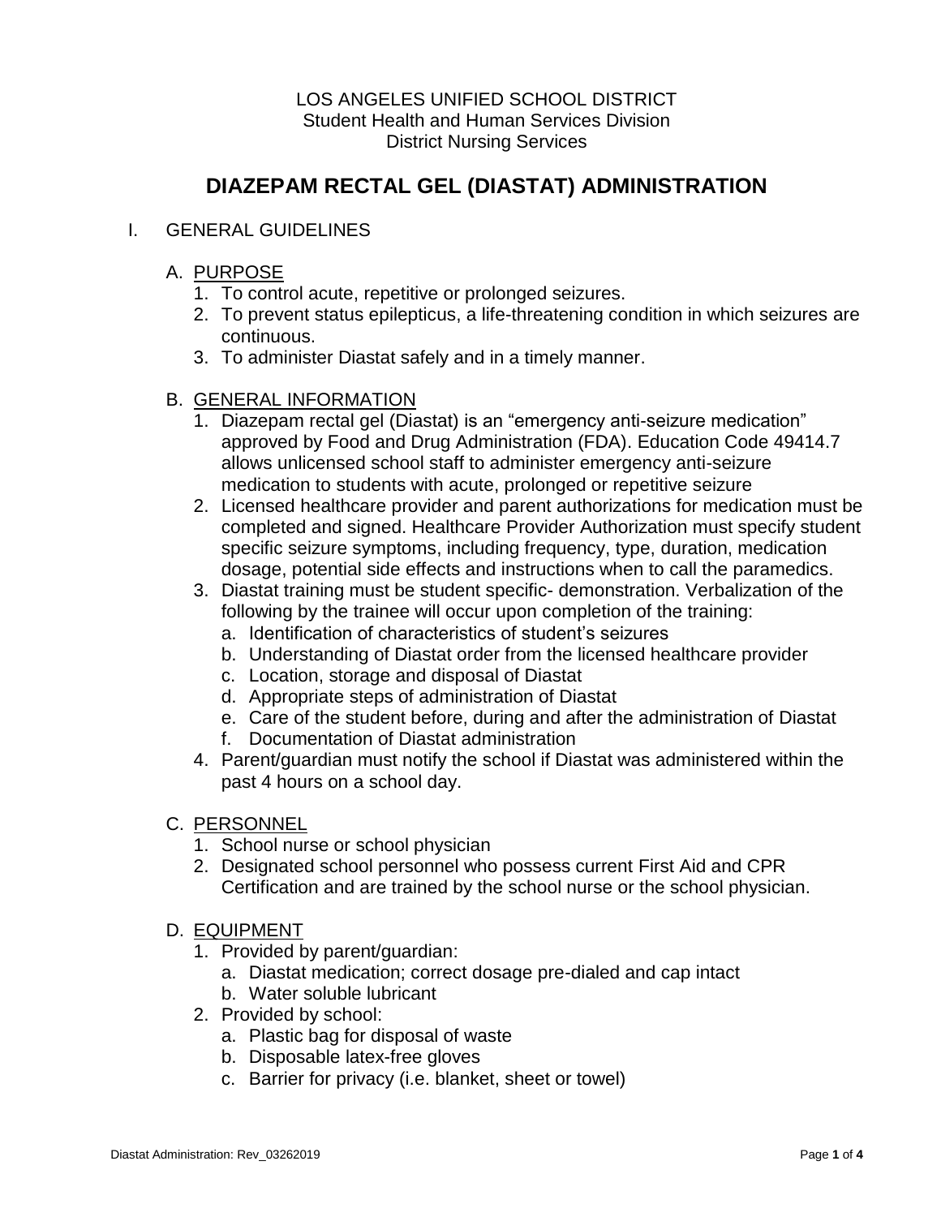LOS ANGELES UNIFIED SCHOOL DISTRICT
Student Health and Human Services Division
District Nursing Services

# DIAZEPAM RECTAL GEL (DIASTAT) ADMINISTRATION

## I. GENERAL GUIDELINES

### A. PURPOSE

1. To control acute, repetitive or prolonged seizures.
2. To prevent status epilepticus, a life-threatening condition in which seizures are continuous.
3. To administer Diastat safely and in a timely manner.

### B. GENERAL INFORMATION

1. Diazepam rectal gel (Diastat) is an "emergency anti-seizure medication" approved by Food and Drug Administration (FDA). Education Code 49414.7 allows unlicensed school staff to administer emergency anti-seizure medication to students with acute, prolonged or repetitive seizure
2. Licensed healthcare provider and parent authorizations for medication must be completed and signed. Healthcare Provider Authorization must specify student specific seizure symptoms, including frequency, type, duration, medication dosage, potential side effects and instructions when to call the paramedics.
3. Diastat training must be student specific- demonstration. Verbalization of the following by the trainee will occur upon completion of the training:
   a. Identification of characteristics of student's seizures
   b. Understanding of Diastat order from the licensed healthcare provider
   c. Location, storage and disposal of Diastat
   d. Appropriate steps of administration of Diastat
   e. Care of the student before, during and after the administration of Diastat
   f. Documentation of Diastat administration
4. Parent/guardian must notify the school if Diastat was administered within the past 4 hours on a school day.

### C. PERSONNEL

1. School nurse or school physician
2. Designated school personnel who possess current First Aid and CPR Certification and are trained by the school nurse or the school physician.

### D. EQUIPMENT

1. Provided by parent/guardian:
   a. Diastat medication; correct dosage pre-dialed and cap intact
   b. Water soluble lubricant
2. Provided by school:
   a. Plastic bag for disposal of waste
   b. Disposable latex-free gloves
   c. Barrier for privacy (i.e. blanket, sheet or towel)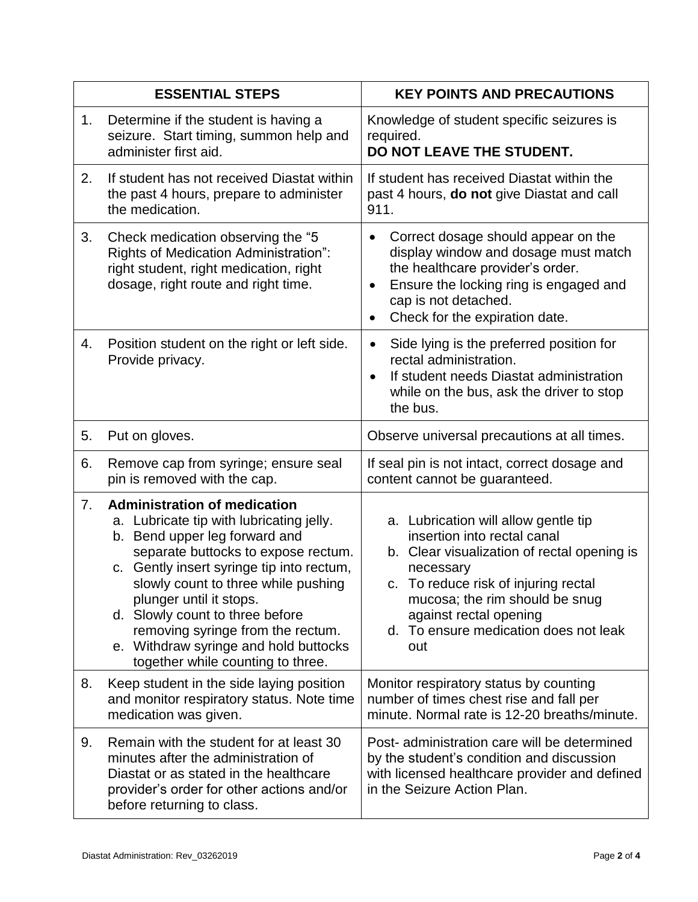| ESSENTIAL STEPS | KEY POINTS AND PRECAUTIONS |
|---|---|
| 1. Determine if the student is having a seizure. Start timing, summon help and administer first aid. | Knowledge of student specific seizures is required.<br>**DO NOT LEAVE THE STUDENT.** |
| 2. If student has not received Diastat within the past 4 hours, prepare to administer the medication. | If student has received Diastat within the past 4 hours, **do not** give Diastat and call 911. |
| 3. Check medication observing the "5 Rights of Medication Administration": right student, right medication, right dosage, right route and right time. | • Correct dosage should appear on the display window and dosage must match the healthcare provider's order.<br>• Ensure the locking ring is engaged and cap is not detached.<br>• Check for the expiration date. |
| 4. Position student on the right or left side. Provide privacy. | • Side lying is the preferred position for rectal administration.<br>• If student needs Diastat administration while on the bus, ask the driver to stop the bus. |
| 5. Put on gloves. | Observe universal precautions at all times. |
| 6. Remove cap from syringe; ensure seal pin is removed with the cap. | If seal pin is not intact, correct dosage and content cannot be guaranteed. |
| 7. **Administration of medication**<br>a. Lubricate tip with lubricating jelly.<br>b. Bend upper leg forward and separate buttocks to expose rectum.<br>c. Gently insert syringe tip into rectum, slowly count to three while pushing plunger until it stops.<br>d. Slowly count to three before removing syringe from the rectum.<br>e. Withdraw syringe and hold buttocks together while counting to three. | a. Lubrication will allow gentle tip insertion into rectal canal<br>b. Clear visualization of rectal opening is necessary<br>c. To reduce risk of injuring rectal mucosa; the rim should be snug against rectal opening<br>d. To ensure medication does not leak out |
| 8. Keep student in the side laying position and monitor respiratory status. Note time medication was given. | Monitor respiratory status by counting number of times chest rise and fall per minute. Normal rate is 12-20 breaths/minute. |
| 9. Remain with the student for at least 30 minutes after the administration of Diastat or as stated in the healthcare provider's order for other actions and/or before returning to class. | Post- administration care will be determined by the student's condition and discussion with licensed healthcare provider and defined in the Seizure Action Plan. |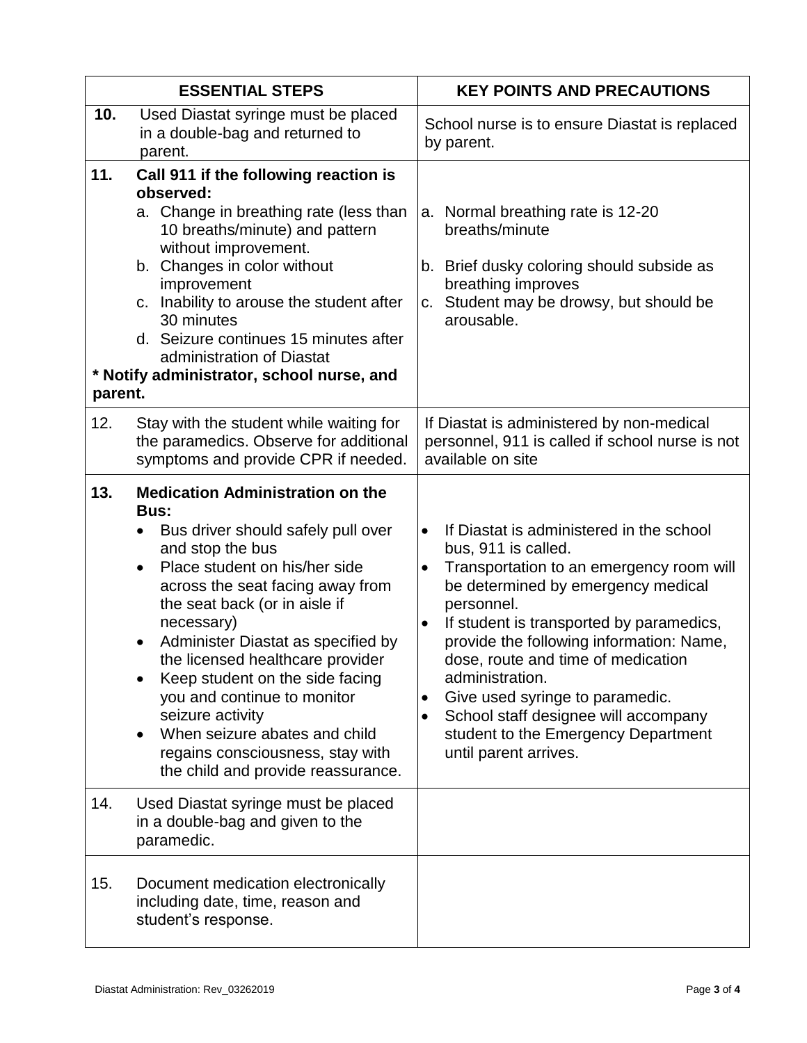| ESSENTIAL STEPS | KEY POINTS AND PRECAUTIONS |
|---|---|
| **10.** Used Diastat syringe must be placed in a double-bag and returned to parent. | School nurse is to ensure Diastat is replaced by parent. |
| **11. Call 911 if the following reaction is observed:**<br>a. Change in breathing rate (less than 10 breaths/minute) and pattern without improvement.<br>b. Changes in color without improvement<br>c. Inability to arouse the student after 30 minutes<br>d. Seizure continues 15 minutes after administration of Diastat<br>**\* Notify administrator, school nurse, and parent.** | a. Normal breathing rate is 12-20 breaths/minute<br>b. Brief dusky coloring should subside as breathing improves<br>c. Student may be drowsy, but should be arousable. |
| 12. Stay with the student while waiting for the paramedics. Observe for additional symptoms and provide CPR if needed. | If Diastat is administered by non-medical personnel, 911 is called if school nurse is not available on site |
| **13. Medication Administration on the Bus:**<br>• Bus driver should safely pull over and stop the bus<br>• Place student on his/her side across the seat facing away from the seat back (or in aisle if necessary)<br>• Administer Diastat as specified by the licensed healthcare provider<br>• Keep student on the side facing you and continue to monitor seizure activity<br>• When seizure abates and child regains consciousness, stay with the child and provide reassurance. | • If Diastat is administered in the school bus, 911 is called.<br>• Transportation to an emergency room will be determined by emergency medical personnel.<br>• If student is transported by paramedics, provide the following information: Name, dose, route and time of medication administration.<br>• Give used syringe to paramedic.<br>• School staff designee will accompany student to the Emergency Department until parent arrives. |
| 14. Used Diastat syringe must be placed in a double-bag and given to the paramedic. | |
| 15. Document medication electronically including date, time, reason and student's response. | |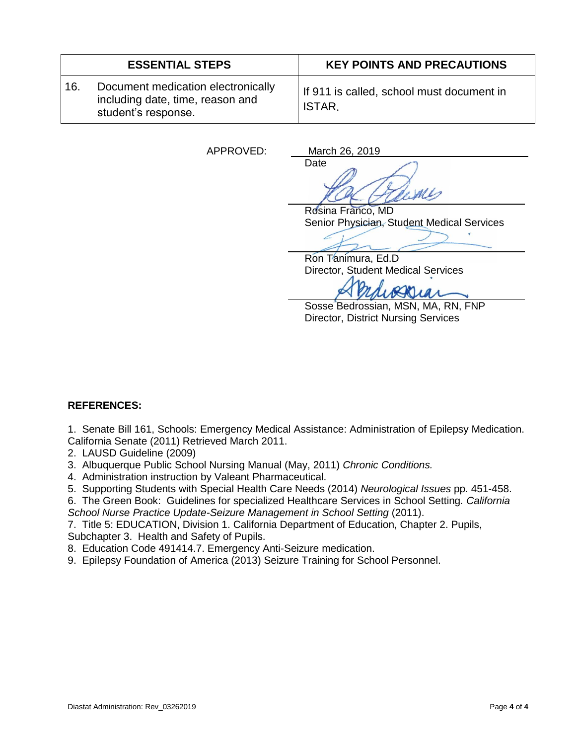| ESSENTIAL STEPS | KEY POINTS AND PRECAUTIONS |
| --- | --- |
| 16. Document medication electronically including date, time, reason and student's response. | If 911 is called, school must document in ISTAR. |

APPROVED: March 26, 2019
Date

Rosina Franco, MD
Senior Physician, Student Medical Services

Ron Tanimura, Ed.D
Director, Student Medical Services

Sosse Bedrossian, MSN, MA, RN, FNP
Director, District Nursing Services

**REFERENCES:**

1. Senate Bill 161, Schools: Emergency Medical Assistance: Administration of Epilepsy Medication. California Senate (2011) Retrieved March 2011.
2. LAUSD Guideline (2009)
3. Albuquerque Public School Nursing Manual (May, 2011) *Chronic Conditions.*
4. Administration instruction by Valeant Pharmaceutical.
5. Supporting Students with Special Health Care Needs (2014) *Neurological Issues* pp. 451-458.
6. The Green Book: Guidelines for specialized Healthcare Services in School Setting. *California School Nurse Practice Update-Seizure Management in School Setting* (2011).
7. Title 5: EDUCATION, Division 1. California Department of Education, Chapter 2. Pupils, Subchapter 3. Health and Safety of Pupils.
8. Education Code 491414.7. Emergency Anti-Seizure medication.
9. Epilepsy Foundation of America (2013) Seizure Training for School Personnel.